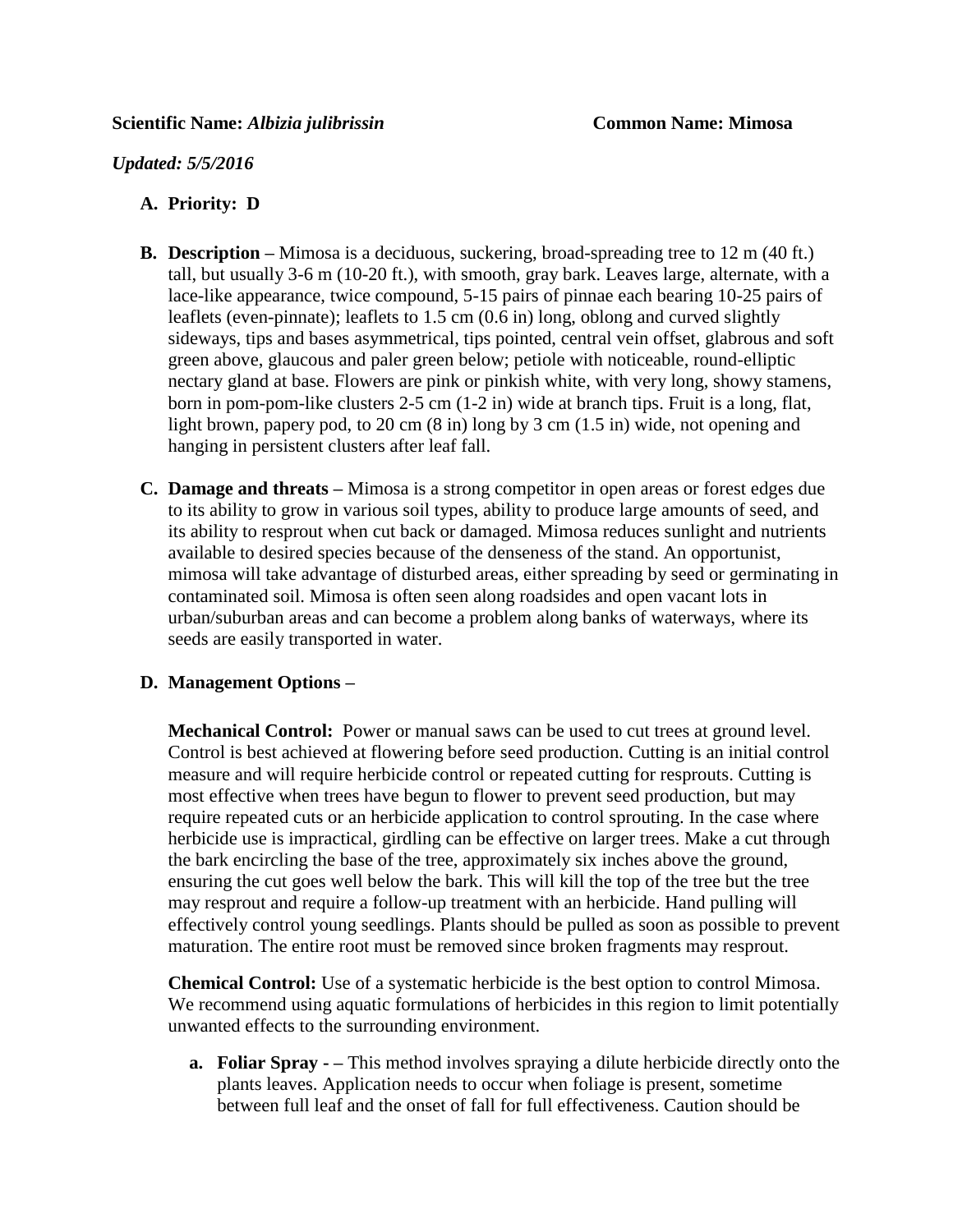**Scientific Name:** ***Albizia julibrissin*** **Common Name: Mimosa**

***Updated: 5/5/2016***

**A. Priority: D**

**B. Description** – Mimosa is a deciduous, suckering, broad-spreading tree to 12 m (40 ft.) tall, but usually 3-6 m (10-20 ft.), with smooth, gray bark. Leaves large, alternate, with a lace-like appearance, twice compound, 5-15 pairs of pinnae each bearing 10-25 pairs of leaflets (even-pinnate); leaflets to 1.5 cm (0.6 in) long, oblong and curved slightly sideways, tips and bases asymmetrical, tips pointed, central vein offset, glabrous and soft green above, glaucous and paler green below; petiole with noticeable, round-elliptic nectary gland at base. Flowers are pink or pinkish white, with very long, showy stamens, born in pom-pom-like clusters 2-5 cm (1-2 in) wide at branch tips. Fruit is a long, flat, light brown, papery pod, to 20 cm (8 in) long by 3 cm (1.5 in) wide, not opening and hanging in persistent clusters after leaf fall.

**C. Damage and threats** – Mimosa is a strong competitor in open areas or forest edges due to its ability to grow in various soil types, ability to produce large amounts of seed, and its ability to resprout when cut back or damaged. Mimosa reduces sunlight and nutrients available to desired species because of the denseness of the stand. An opportunist, mimosa will take advantage of disturbed areas, either spreading by seed or germinating in contaminated soil. Mimosa is often seen along roadsides and open vacant lots in urban/suburban areas and can become a problem along banks of waterways, where its seeds are easily transported in water.

**D. Management Options** –

**Mechanical Control:** Power or manual saws can be used to cut trees at ground level. Control is best achieved at flowering before seed production. Cutting is an initial control measure and will require herbicide control or repeated cutting for resprouts. Cutting is most effective when trees have begun to flower to prevent seed production, but may require repeated cuts or an herbicide application to control sprouting. In the case where herbicide use is impractical, girdling can be effective on larger trees. Make a cut through the bark encircling the base of the tree, approximately six inches above the ground, ensuring the cut goes well below the bark. This will kill the top of the tree but the tree may resprout and require a follow-up treatment with an herbicide. Hand pulling will effectively control young seedlings. Plants should be pulled as soon as possible to prevent maturation. The entire root must be removed since broken fragments may resprout.

**Chemical Control:** Use of a systematic herbicide is the best option to control Mimosa. We recommend using aquatic formulations of herbicides in this region to limit potentially unwanted effects to the surrounding environment.

a. **Foliar Spray - –** This method involves spraying a dilute herbicide directly onto the plants leaves. Application needs to occur when foliage is present, sometime between full leaf and the onset of fall for full effectiveness. Caution should be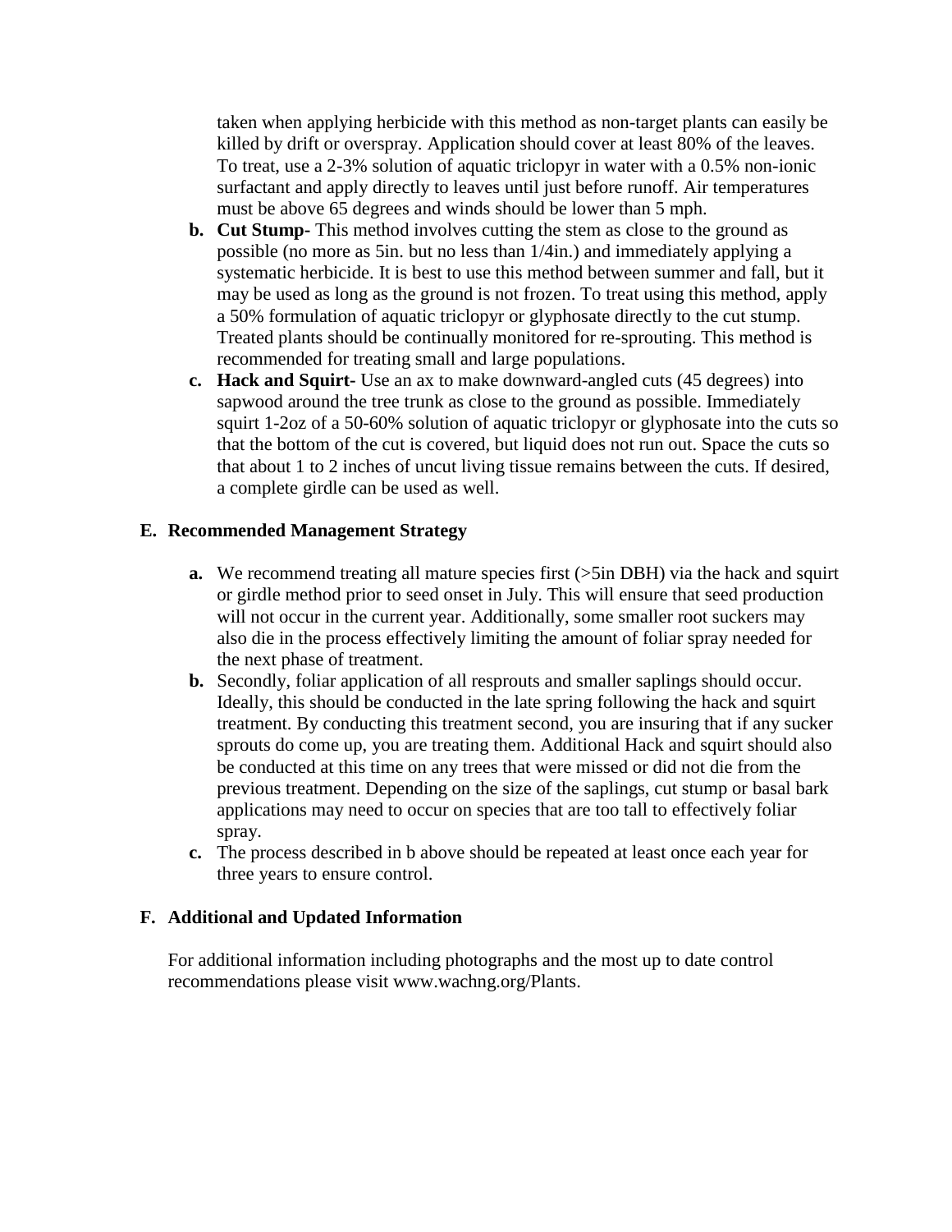taken when applying herbicide with this method as non-target plants can easily be killed by drift or overspray. Application should cover at least 80% of the leaves. To treat, use a 2-3% solution of aquatic triclopyr in water with a 0.5% non-ionic surfactant and apply directly to leaves until just before runoff. Air temperatures must be above 65 degrees and winds should be lower than 5 mph.

b. **Cut Stump-** This method involves cutting the stem as close to the ground as possible (no more as 5in. but no less than 1/4in.) and immediately applying a systematic herbicide. It is best to use this method between summer and fall, but it may be used as long as the ground is not frozen. To treat using this method, apply a 50% formulation of aquatic triclopyr or glyphosate directly to the cut stump. Treated plants should be continually monitored for re-sprouting. This method is recommended for treating small and large populations.

c. **Hack and Squirt-** Use an ax to make downward-angled cuts (45 degrees) into sapwood around the tree trunk as close to the ground as possible. Immediately squirt 1-2oz of a 50-60% solution of aquatic triclopyr or glyphosate into the cuts so that the bottom of the cut is covered, but liquid does not run out. Space the cuts so that about 1 to 2 inches of uncut living tissue remains between the cuts. If desired, a complete girdle can be used as well.

## E. Recommended Management Strategy

a. We recommend treating all mature species first (>5in DBH) via the hack and squirt or girdle method prior to seed onset in July. This will ensure that seed production will not occur in the current year. Additionally, some smaller root suckers may also die in the process effectively limiting the amount of foliar spray needed for the next phase of treatment.

b. Secondly, foliar application of all resprouts and smaller saplings should occur. Ideally, this should be conducted in the late spring following the hack and squirt treatment. By conducting this treatment second, you are insuring that if any sucker sprouts do come up, you are treating them. Additional Hack and squirt should also be conducted at this time on any trees that were missed or did not die from the previous treatment. Depending on the size of the saplings, cut stump or basal bark applications may need to occur on species that are too tall to effectively foliar spray.

c. The process described in b above should be repeated at least once each year for three years to ensure control.

## F. Additional and Updated Information

For additional information including photographs and the most up to date control recommendations please visit www.wachng.org/Plants.